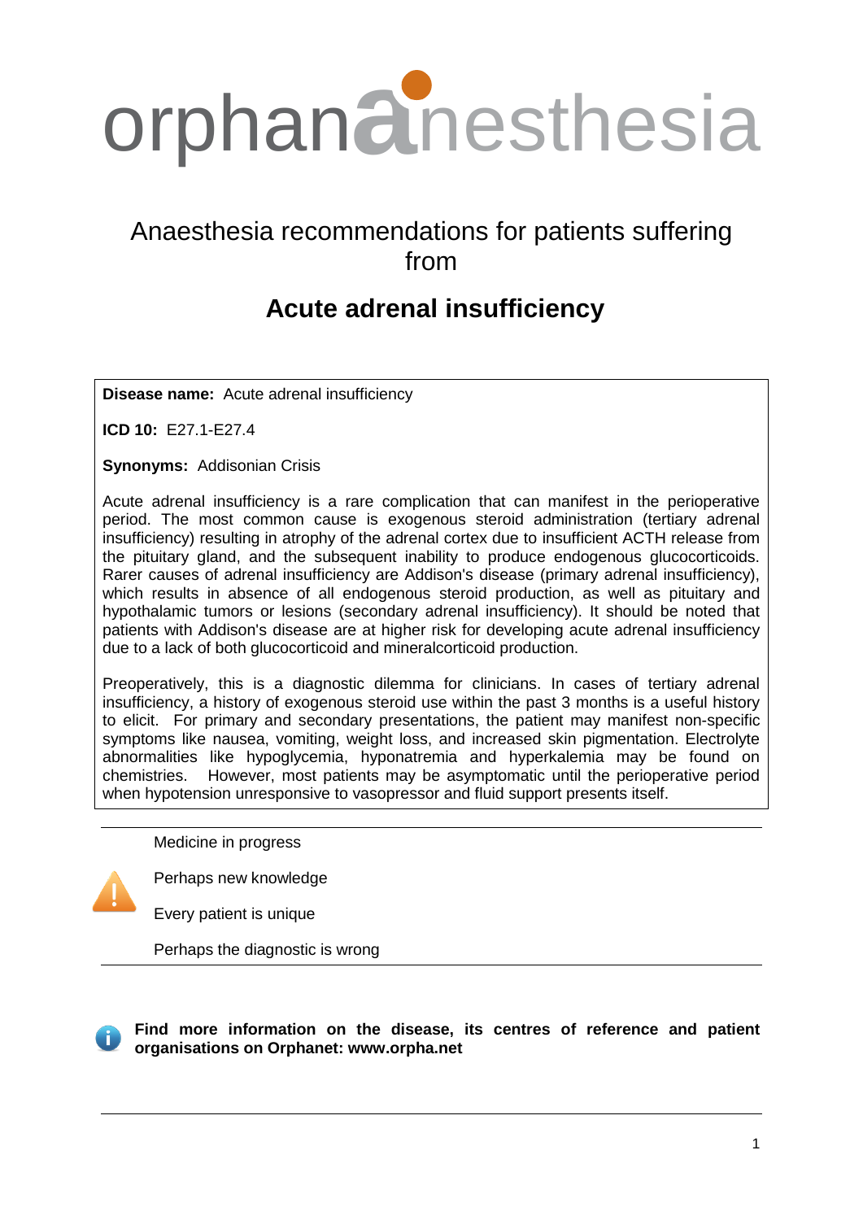# orphananesthesia

## Anaesthesia recommendations for patients suffering from

# Acute adrenal insufficiency

**Disease name:** Acute adrenal insufficiency

**ICD 10:** E27.1-E27.4

**Synonyms:** Addisonian Crisis

Acute adrenal insufficiency is a rare complication that can manifest in the perioperative period. The most common cause is exogenous steroid administration (tertiary adrenal insufficiency) resulting in atrophy of the adrenal cortex due to insufficient ACTH release from the pituitary gland, and the subsequent inability to produce endogenous glucocorticoids. Rarer causes of adrenal insufficiency are Addison's disease (primary adrenal insufficiency), which results in absence of all endogenous steroid production, as well as pituitary and hypothalamic tumors or lesions (secondary adrenal insufficiency). It should be noted that patients with Addison's disease are at higher risk for developing acute adrenal insufficiency due to a lack of both glucocorticoid and mineralcorticoid production.

Preoperatively, this is a diagnostic dilemma for clinicians. In cases of tertiary adrenal insufficiency, a history of exogenous steroid use within the past 3 months is a useful history to elicit. For primary and secondary presentations, the patient may manifest non-specific symptoms like nausea, vomiting, weight loss, and increased skin pigmentation. Electrolyte abnormalities like hypoglycemia, hyponatremia and hyperkalemia may be found on chemistries. However, most patients may be asymptomatic until the perioperative period when hypotension unresponsive to vasopressor and fluid support presents itself.

---

Medicine in progress

Perhaps new knowledge

Every patient is unique

Perhaps the diagnostic is wrong

---

**Find more information on the disease, its centres of reference and patient organisations on Orphanet: www.orpha.net**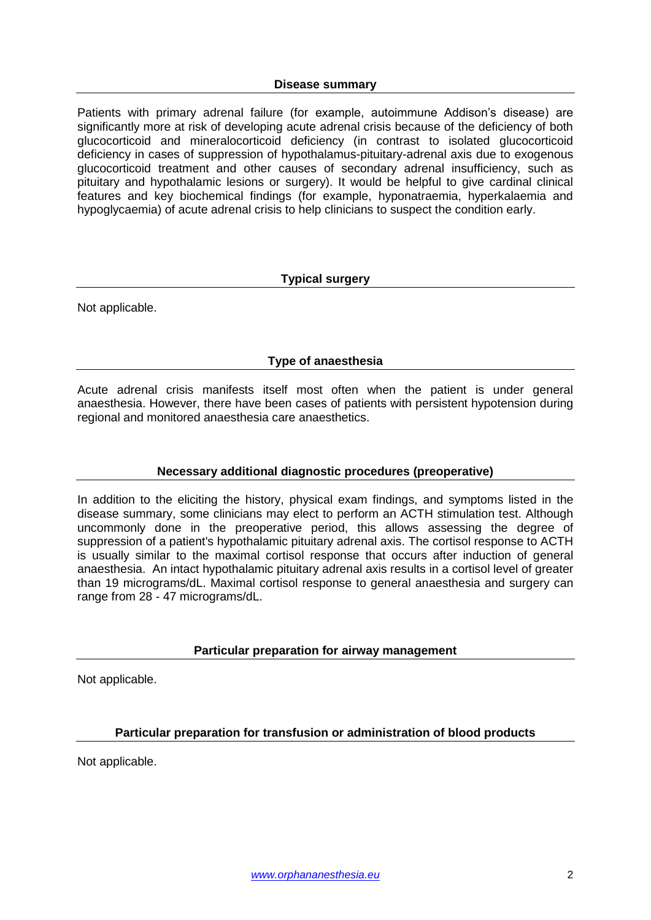## Disease summary

Patients with primary adrenal failure (for example, autoimmune Addison's disease) are significantly more at risk of developing acute adrenal crisis because of the deficiency of both glucocorticoid and mineralocorticoid deficiency (in contrast to isolated glucocorticoid deficiency in cases of suppression of hypothalamus-pituitary-adrenal axis due to exogenous glucocorticoid treatment and other causes of secondary adrenal insufficiency, such as pituitary and hypothalamic lesions or surgery). It would be helpful to give cardinal clinical features and key biochemical findings (for example, hyponatraemia, hyperkalaemia and hypoglycaemia) of acute adrenal crisis to help clinicians to suspect the condition early.

## Typical surgery

Not applicable.

## Type of anaesthesia

Acute adrenal crisis manifests itself most often when the patient is under general anaesthesia. However, there have been cases of patients with persistent hypotension during regional and monitored anaesthesia care anaesthetics.

## Necessary additional diagnostic procedures (preoperative)

In addition to the eliciting the history, physical exam findings, and symptoms listed in the disease summary, some clinicians may elect to perform an ACTH stimulation test. Although uncommonly done in the preoperative period, this allows assessing the degree of suppression of a patient's hypothalamic pituitary adrenal axis. The cortisol response to ACTH is usually similar to the maximal cortisol response that occurs after induction of general anaesthesia. An intact hypothalamic pituitary adrenal axis results in a cortisol level of greater than 19 micrograms/dL. Maximal cortisol response to general anaesthesia and surgery can range from 28 - 47 micrograms/dL.

## Particular preparation for airway management

Not applicable.

## Particular preparation for transfusion or administration of blood products

Not applicable.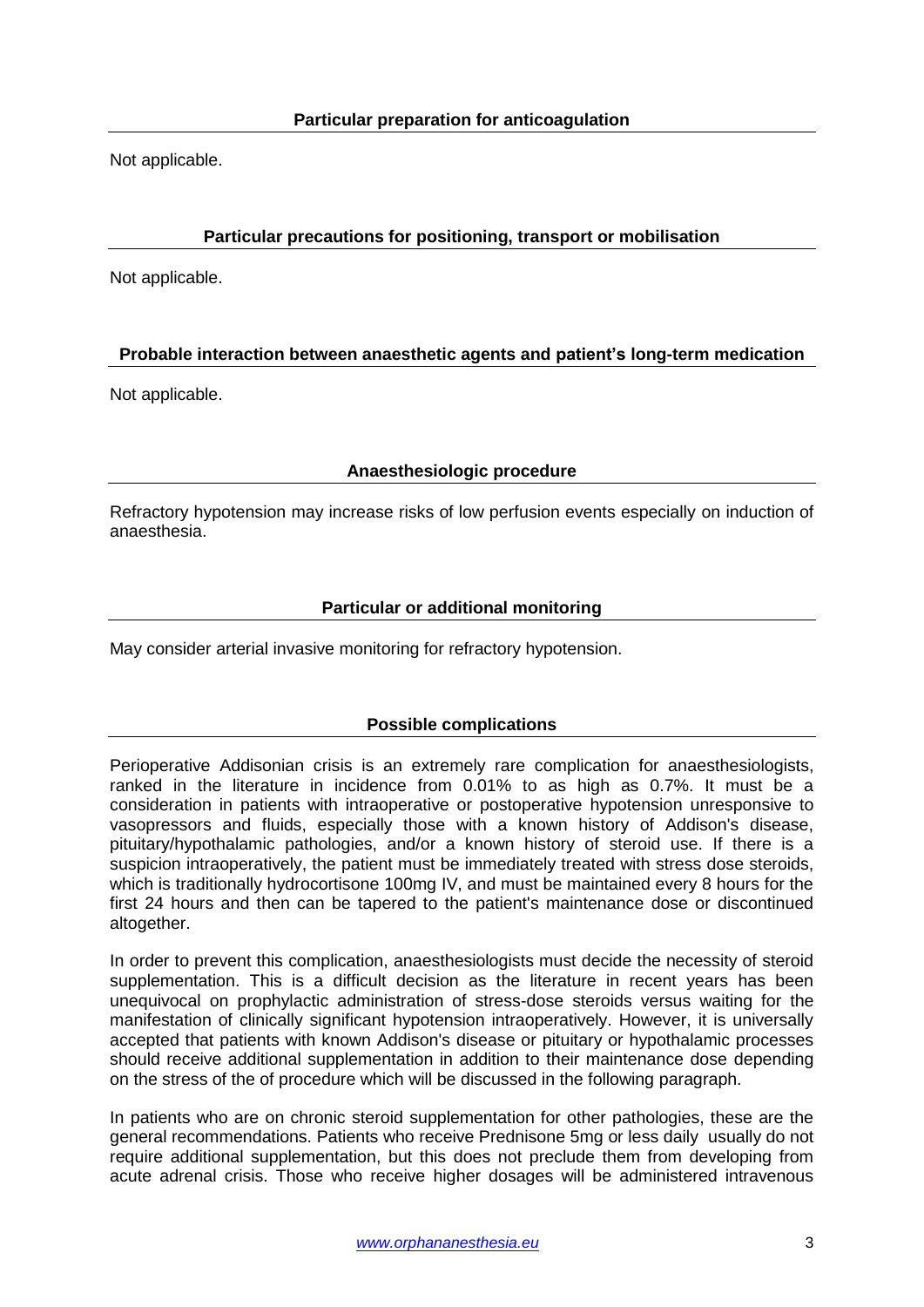## Particular preparation for anticoagulation

Not applicable.

## Particular precautions for positioning, transport or mobilisation

Not applicable.

## Probable interaction between anaesthetic agents and patient's long-term medication

Not applicable.

## Anaesthesiologic procedure

Refractory hypotension may increase risks of low perfusion events especially on induction of anaesthesia.

## Particular or additional monitoring

May consider arterial invasive monitoring for refractory hypotension.

## Possible complications

Perioperative Addisonian crisis is an extremely rare complication for anaesthesiologists, ranked in the literature in incidence from 0.01% to as high as 0.7%. It must be a consideration in patients with intraoperative or postoperative hypotension unresponsive to vasopressors and fluids, especially those with a known history of Addison's disease, pituitary/hypothalamic pathologies, and/or a known history of steroid use. If there is a suspicion intraoperatively, the patient must be immediately treated with stress dose steroids, which is traditionally hydrocortisone 100mg IV, and must be maintained every 8 hours for the first 24 hours and then can be tapered to the patient's maintenance dose or discontinued altogether.

In order to prevent this complication, anaesthesiologists must decide the necessity of steroid supplementation. This is a difficult decision as the literature in recent years has been unequivocal on prophylactic administration of stress-dose steroids versus waiting for the manifestation of clinically significant hypotension intraoperatively. However, it is universally accepted that patients with known Addison's disease or pituitary or hypothalamic processes should receive additional supplementation in addition to their maintenance dose depending on the stress of the of procedure which will be discussed in the following paragraph.

In patients who are on chronic steroid supplementation for other pathologies, these are the general recommendations. Patients who receive Prednisone 5mg or less daily usually do not require additional supplementation, but this does not preclude them from developing from acute adrenal crisis. Those who receive higher dosages will be administered intravenous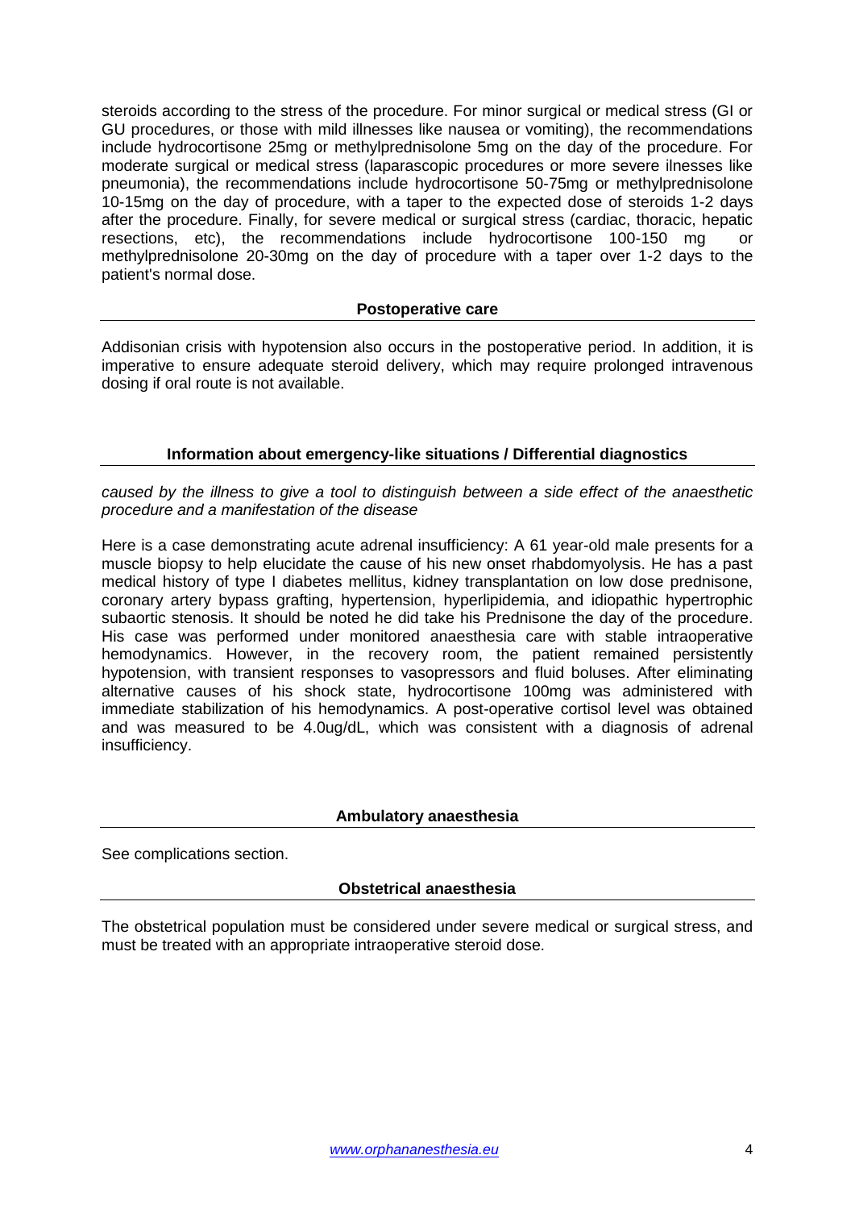steroids according to the stress of the procedure. For minor surgical or medical stress (GI or GU procedures, or those with mild illnesses like nausea or vomiting), the recommendations include hydrocortisone 25mg or methylprednisolone 5mg on the day of the procedure. For moderate surgical or medical stress (laparascopic procedures or more severe ilnesses like pneumonia), the recommendations include hydrocortisone 50-75mg or methylprednisolone 10-15mg on the day of procedure, with a taper to the expected dose of steroids 1-2 days after the procedure. Finally, for severe medical or surgical stress (cardiac, thoracic, hepatic resections, etc), the recommendations include hydrocortisone 100-150 mg or methylprednisolone 20-30mg on the day of procedure with a taper over 1-2 days to the patient's normal dose.

## Postoperative care

Addisonian crisis with hypotension also occurs in the postoperative period. In addition, it is imperative to ensure adequate steroid delivery, which may require prolonged intravenous dosing if oral route is not available.

## Information about emergency-like situations / Differential diagnostics

*caused by the illness to give a tool to distinguish between a side effect of the anaesthetic procedure and a manifestation of the disease*

Here is a case demonstrating acute adrenal insufficiency: A 61 year-old male presents for a muscle biopsy to help elucidate the cause of his new onset rhabdomyolysis. He has a past medical history of type I diabetes mellitus, kidney transplantation on low dose prednisone, coronary artery bypass grafting, hypertension, hyperlipidemia, and idiopathic hypertrophic subaortic stenosis. It should be noted he did take his Prednisone the day of the procedure. His case was performed under monitored anaesthesia care with stable intraoperative hemodynamics. However, in the recovery room, the patient remained persistently hypotension, with transient responses to vasopressors and fluid boluses. After eliminating alternative causes of his shock state, hydrocortisone 100mg was administered with immediate stabilization of his hemodynamics. A post-operative cortisol level was obtained and was measured to be 4.0ug/dL, which was consistent with a diagnosis of adrenal insufficiency.

## Ambulatory anaesthesia

See complications section.

## Obstetrical anaesthesia

The obstetrical population must be considered under severe medical or surgical stress, and must be treated with an appropriate intraoperative steroid dose.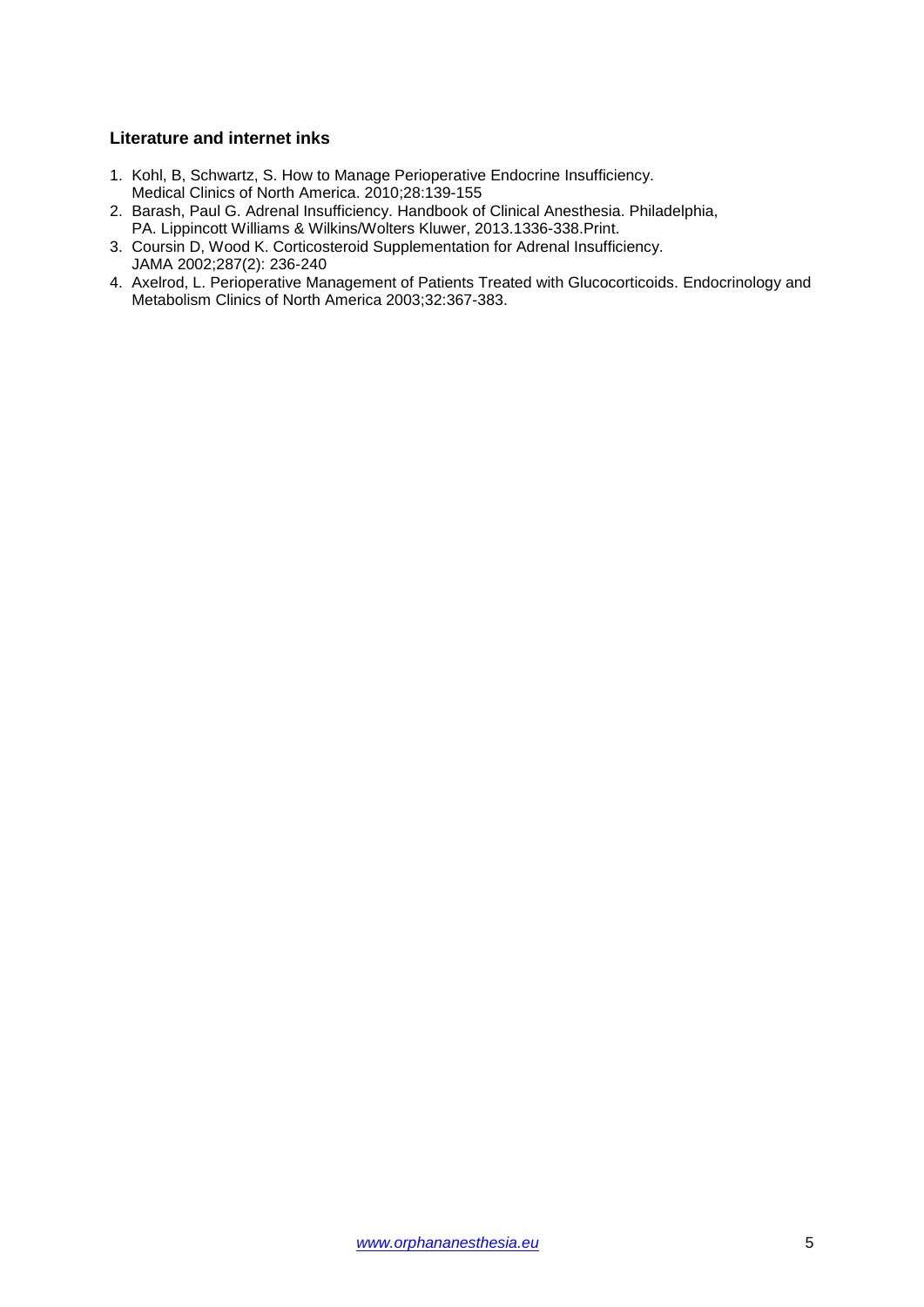### Literature and internet inks

1. Kohl, B, Schwartz, S. How to Manage Perioperative Endocrine Insufficiency. Medical Clinics of North America. 2010;28:139-155
2. Barash, Paul G. Adrenal Insufficiency. Handbook of Clinical Anesthesia. Philadelphia, PA. Lippincott Williams & Wilkins/Wolters Kluwer, 2013.1336-338.Print.
3. Coursin D, Wood K. Corticosteroid Supplementation for Adrenal Insufficiency. JAMA 2002;287(2): 236-240
4. Axelrod, L. Perioperative Management of Patients Treated with Glucocorticoids. Endocrinology and Metabolism Clinics of North America 2003;32:367-383.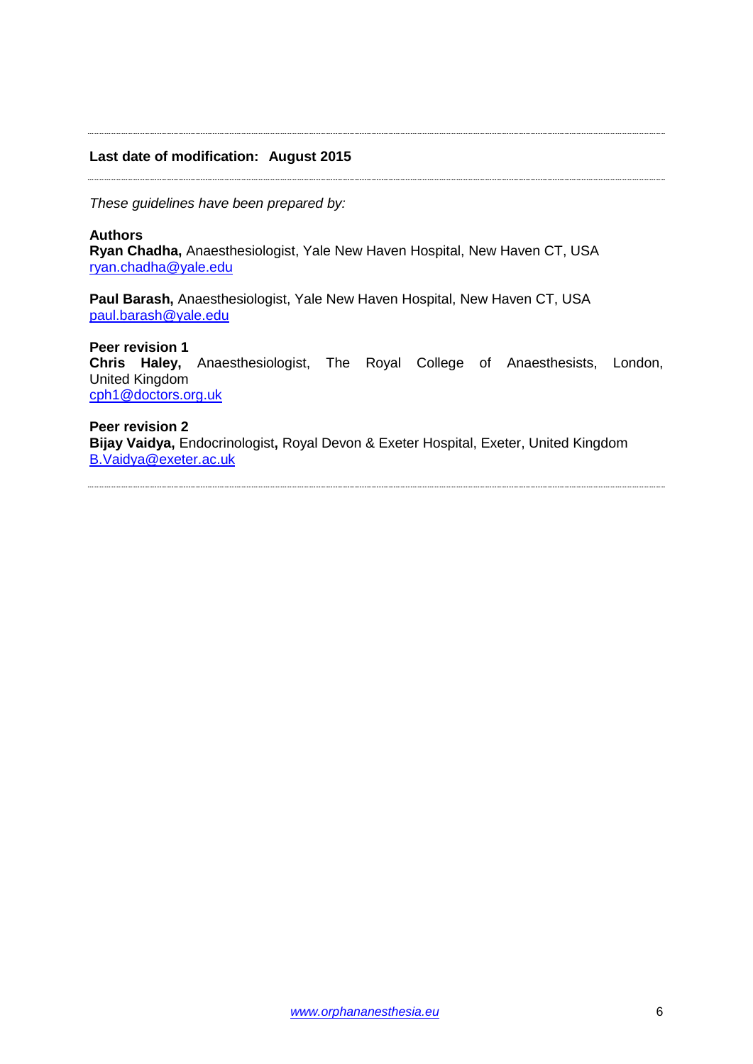---

**Last date of modification: August 2015**

---

*These guidelines have been prepared by:*

**Authors**
**Ryan Chadha,** Anaesthesiologist, Yale New Haven Hospital, New Haven CT, USA
ryan.chadha@yale.edu

**Paul Barash,** Anaesthesiologist, Yale New Haven Hospital, New Haven CT, USA
paul.barash@yale.edu

**Peer revision 1**
**Chris Haley,** Anaesthesiologist, The Royal College of Anaesthesists, London, United Kingdom
cph1@doctors.org.uk

**Peer revision 2**
**Bijay Vaidya,** Endocrinologist**,** Royal Devon & Exeter Hospital, Exeter, United Kingdom
B.Vaidya@exeter.ac.uk

---